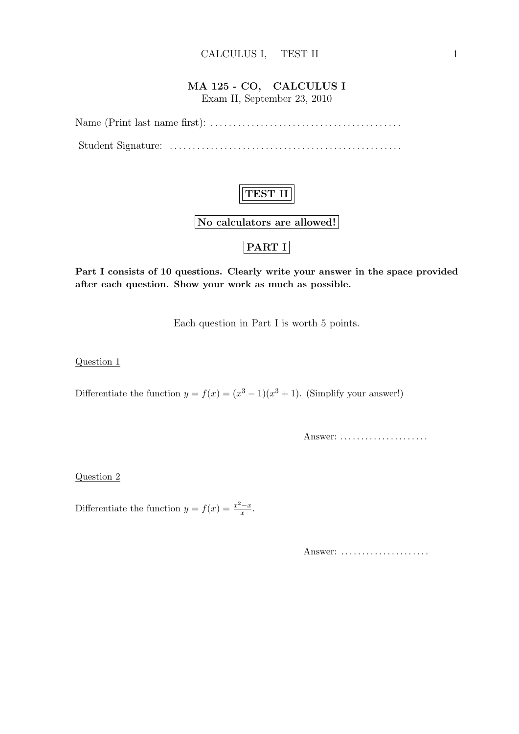# MA 125 - CO, CALCULUS I

Exam II, September 23, 2010

Name (Print last name first): ..........................................

Student Signature: ...................................................

**TEST II**

**No calculators are allowed!**

**PART I**

**Part I consists of 10 questions. Clearly write your answer in the space provided after each question. Show your work as much as possible.**

Each question in Part I is worth 5 points.

Question 1

Differentiate the function $y = f(x) = (x^3 - 1)(x^3 + 1)$. (Simplify your answer!)

Answer: .....................

Question 2

Differentiate the function $y = f(x) = \frac{x^2 - x}{x}$.

Answer: .....................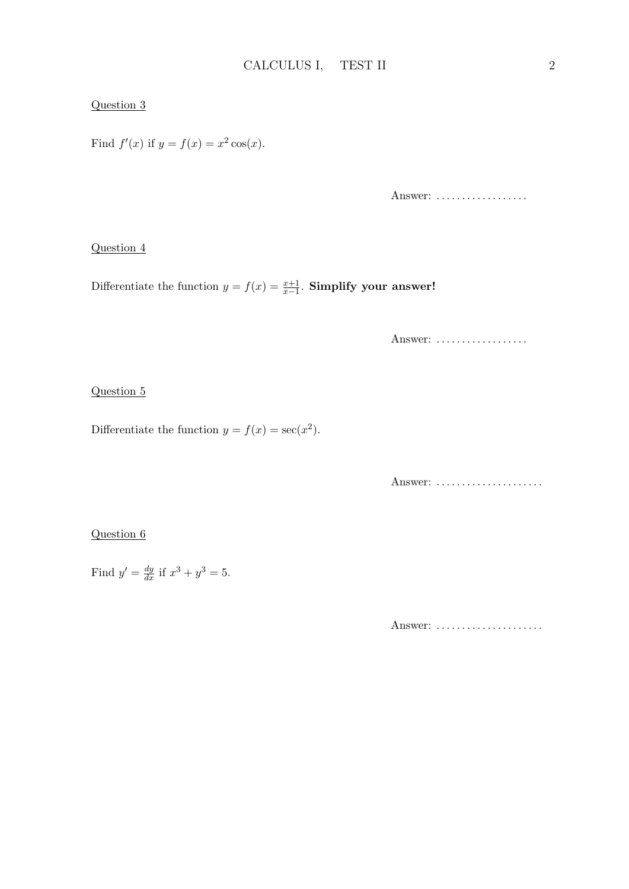Question 3

Find $f'(x)$ if $y = f(x) = x^2 \cos(x)$.

Answer: ..................

Question 4

Differentiate the function $y = f(x) = \frac{x+1}{x-1}$. **Simplify your answer!**

Answer: ..................

Question 5

Differentiate the function $y = f(x) = \sec(x^2)$.

Answer: .....................

Question 6

Find $y' = \frac{dy}{dx}$ if $x^3 + y^3 = 5$.

Answer: .....................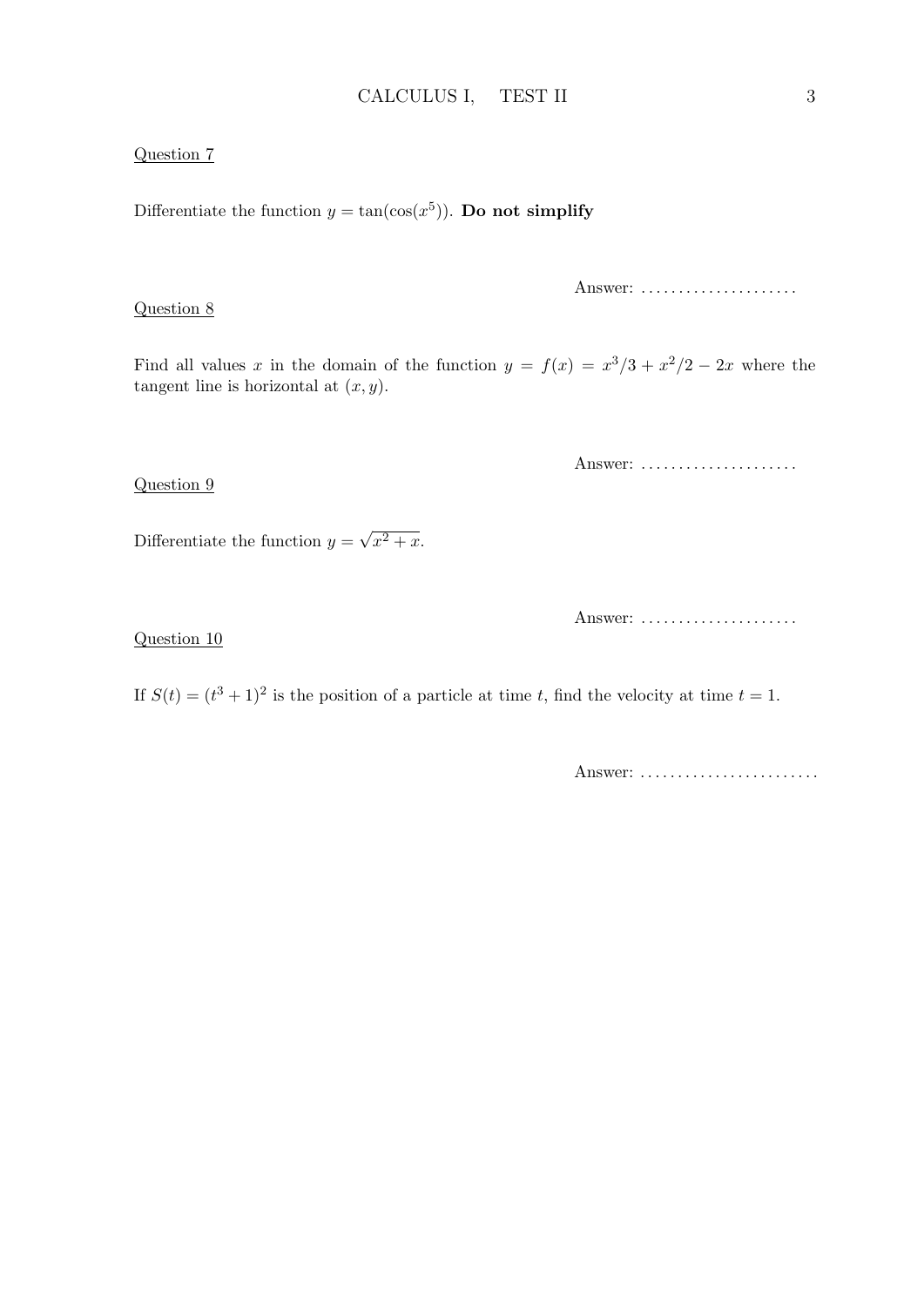Question 7

Differentiate the function $y = \tan(\cos(x^5))$. **Do not simplify**

Answer: .....................

Question 8

Find all values $x$ in the domain of the function $y = f(x) = x^3/3 + x^2/2 - 2x$ where the tangent line is horizontal at $(x, y)$.

Answer: .....................

Question 9

Differentiate the function $y = \sqrt{x^2 + x}$.

Answer: .....................

Question 10

If $S(t) = (t^3 + 1)^2$ is the position of a particle at time $t$, find the velocity at time $t = 1$.

Answer: ........................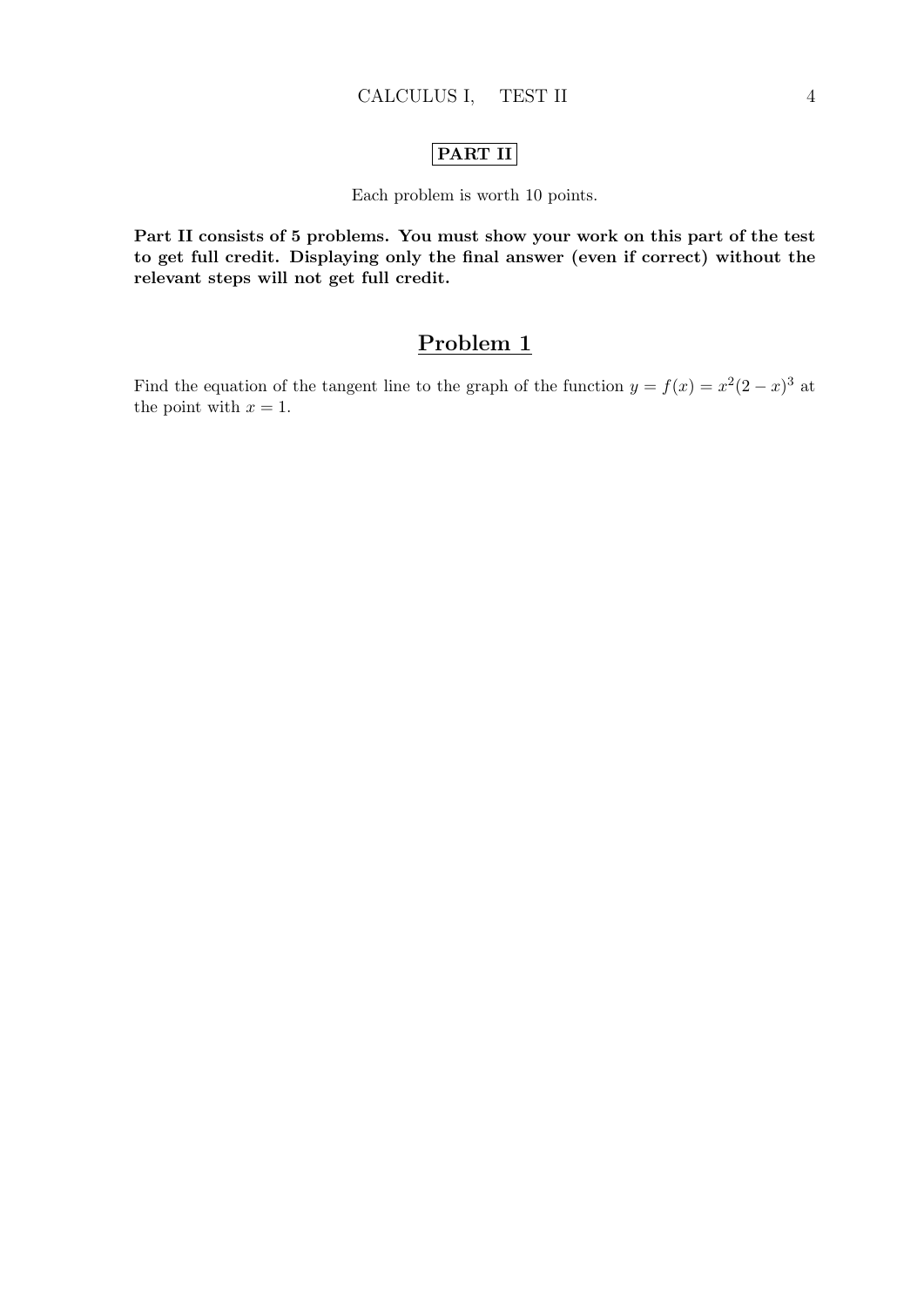## PART II

Each problem is worth 10 points.

**Part II consists of 5 problems. You must show your work on this part of the test to get full credit. Displaying only the final answer (even if correct) without the relevant steps will not get full credit.**

## Problem 1

Find the equation of the tangent line to the graph of the function $y = f(x) = x^2(2-x)^3$ at the point with $x = 1$.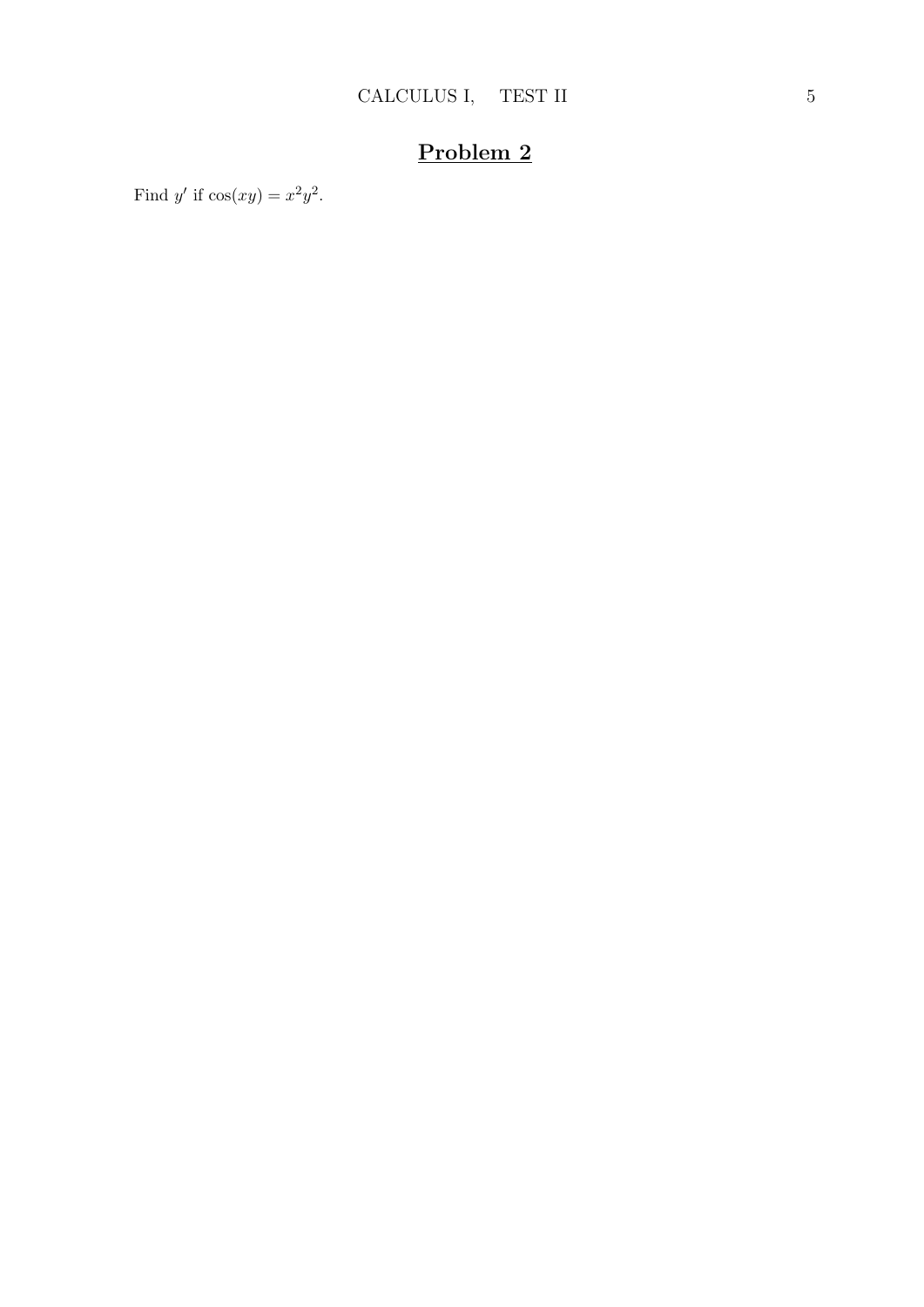# Problem 2

Find $y'$ if $\cos(xy) = x^2y^2$.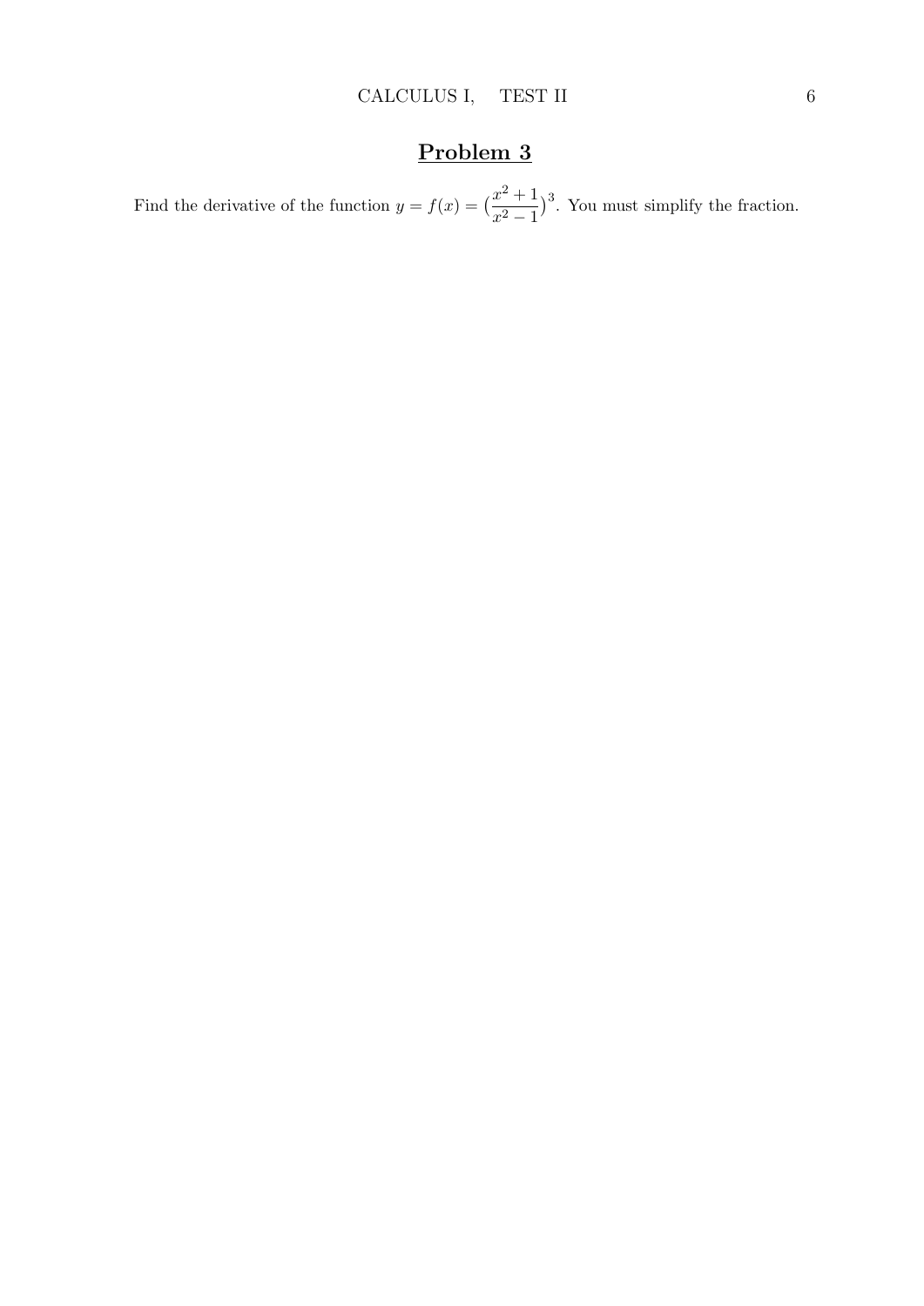# Problem 3

Find the derivative of the function $y = f(x) = (\frac{x^2+1}{x^2-1})^3$. You must simplify the fraction.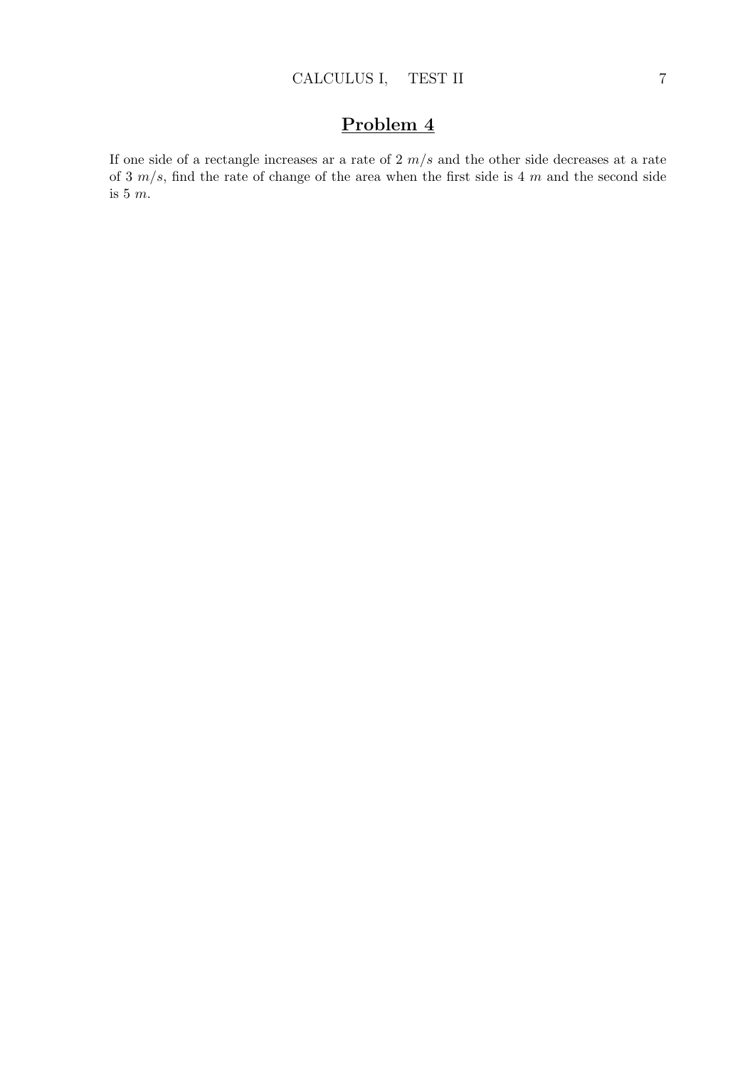## Problem 4

If one side of a rectangle increases ar a rate of 2 $m/s$ and the other side decreases at a rate of 3 $m/s$, find the rate of change of the area when the first side is 4 $m$ and the second side is 5 $m$.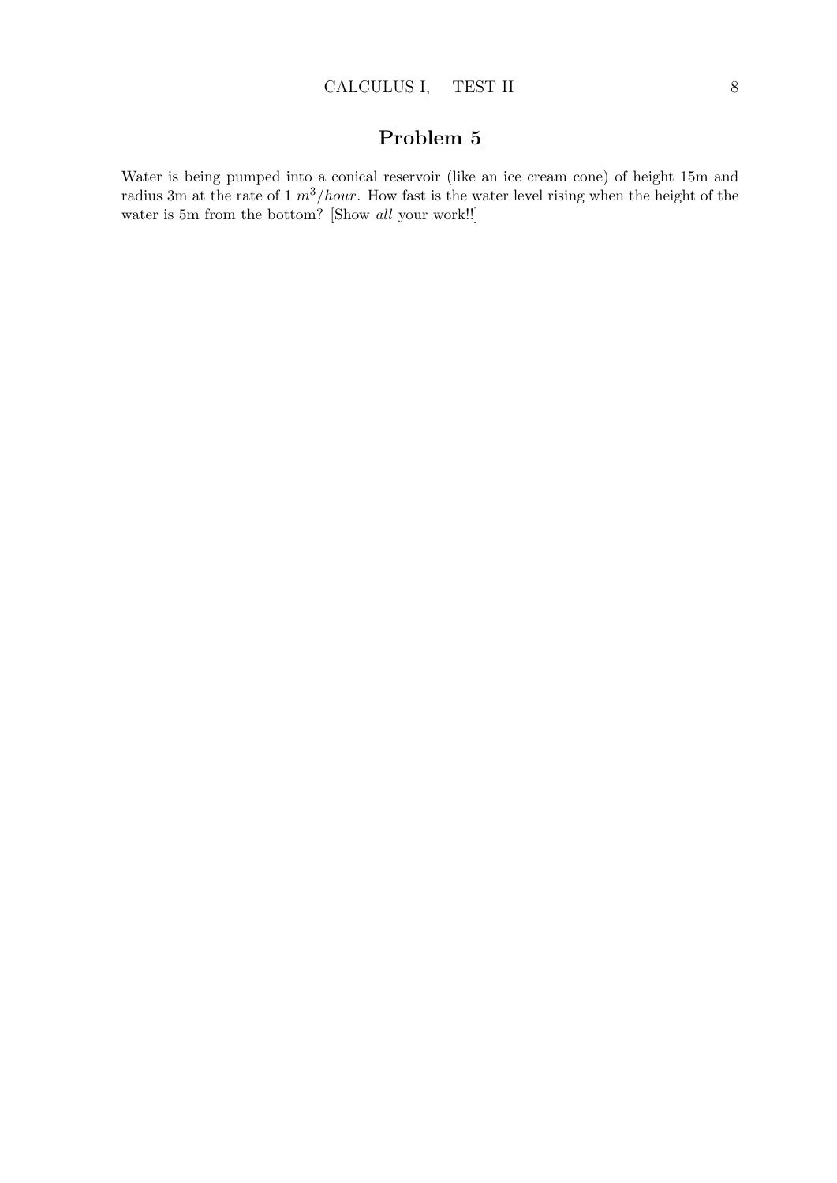## Problem 5

Water is being pumped into a conical reservoir (like an ice cream cone) of height 15m and radius 3m at the rate of 1 $m^3/hour$. How fast is the water level rising when the height of the water is 5m from the bottom? [Show *all* your work!!]